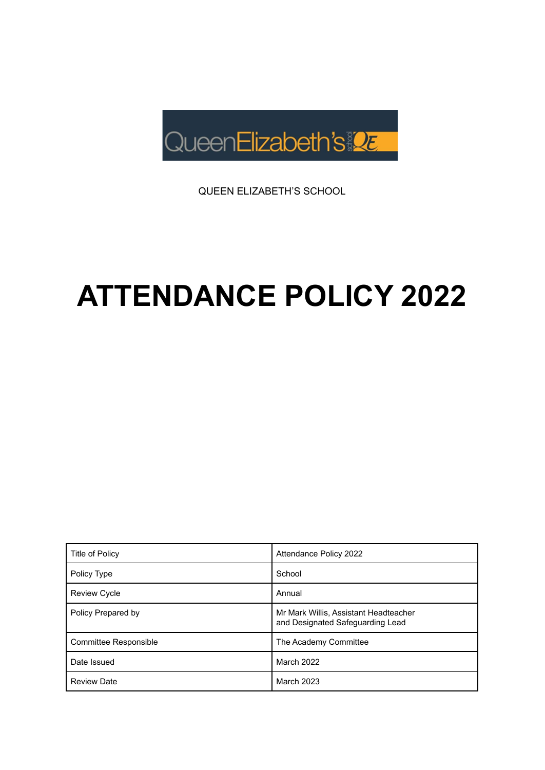QUEEN ELIZABETH'S SCHOOL

# ATTENDANCE POLICY 2022

| Title of Policy | Attendance Policy 2022 |
|---|---|
| Policy Type | School |
| Review Cycle | Annual |
| Policy Prepared by | Mr Mark Willis, Assistant Headteacher and Designated Safeguarding Lead |
| Committee Responsible | The Academy Committee |
| Date Issued | March 2022 |
| Review Date | March 2023 |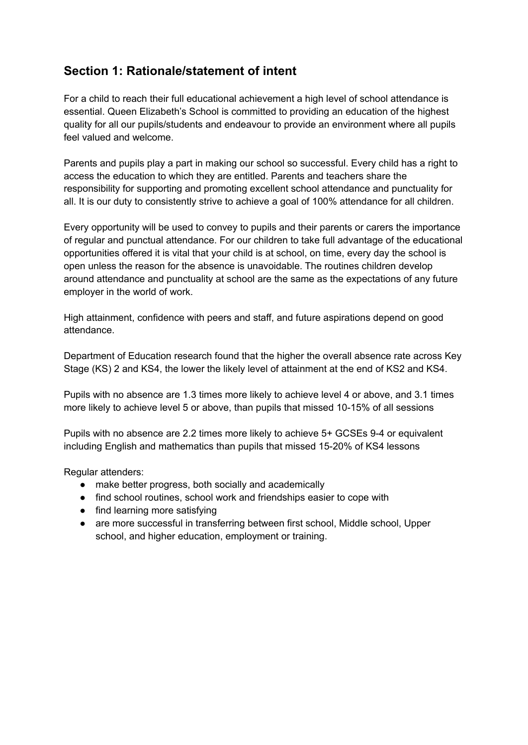## Section 1: Rationale/statement of intent

For a child to reach their full educational achievement a high level of school attendance is essential. Queen Elizabeth's School is committed to providing an education of the highest quality for all our pupils/students and endeavour to provide an environment where all pupils feel valued and welcome.

Parents and pupils play a part in making our school so successful. Every child has a right to access the education to which they are entitled. Parents and teachers share the responsibility for supporting and promoting excellent school attendance and punctuality for all. It is our duty to consistently strive to achieve a goal of 100% attendance for all children.

Every opportunity will be used to convey to pupils and their parents or carers the importance of regular and punctual attendance. For our children to take full advantage of the educational opportunities offered it is vital that your child is at school, on time, every day the school is open unless the reason for the absence is unavoidable. The routines children develop around attendance and punctuality at school are the same as the expectations of any future employer in the world of work.

High attainment, confidence with peers and staff, and future aspirations depend on good attendance.

Department of Education research found that the higher the overall absence rate across Key Stage (KS) 2 and KS4, the lower the likely level of attainment at the end of KS2 and KS4.

Pupils with no absence are 1.3 times more likely to achieve level 4 or above, and 3.1 times more likely to achieve level 5 or above, than pupils that missed 10-15% of all sessions

Pupils with no absence are 2.2 times more likely to achieve 5+ GCSEs 9-4 or equivalent including English and mathematics than pupils that missed 15-20% of KS4 lessons

Regular attenders:

- make better progress, both socially and academically
- find school routines, school work and friendships easier to cope with
- find learning more satisfying
- are more successful in transferring between first school, Middle school, Upper school, and higher education, employment or training.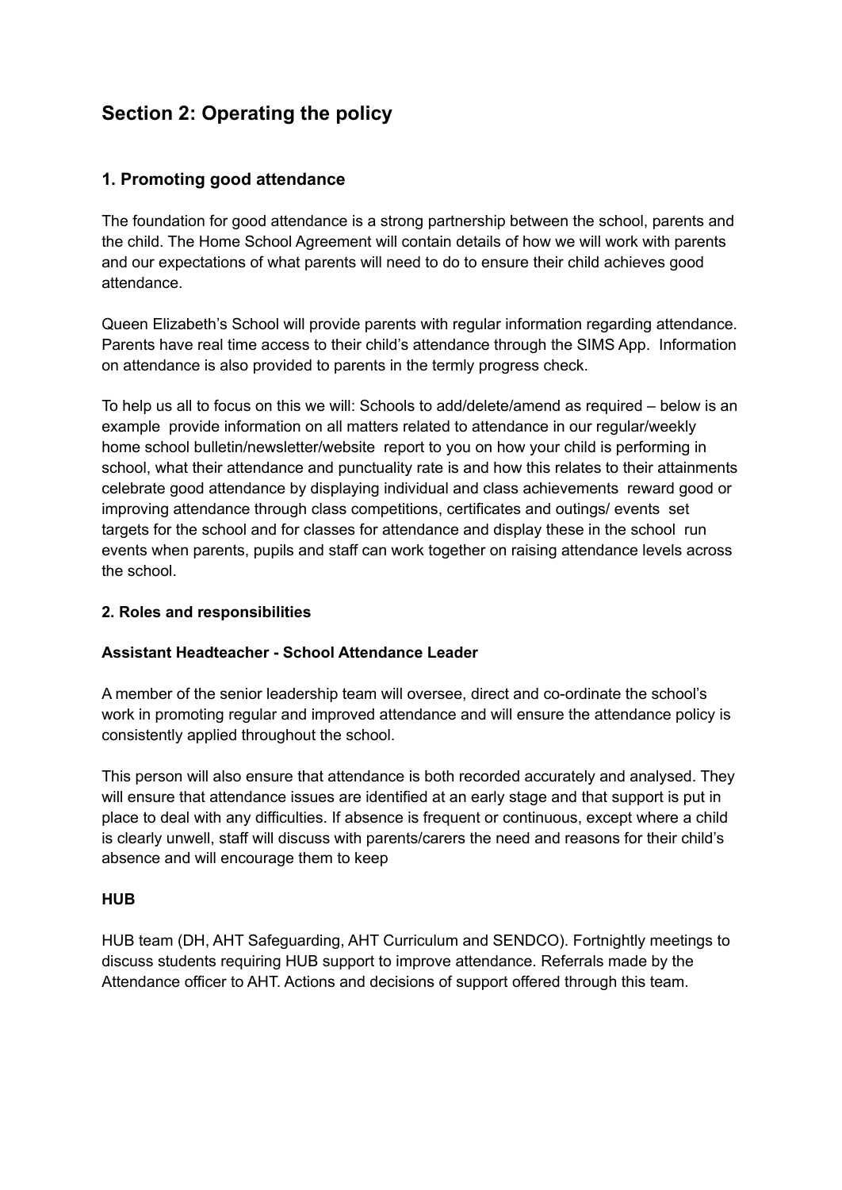## Section 2: Operating the policy

### 1. Promoting good attendance

The foundation for good attendance is a strong partnership between the school, parents and the child. The Home School Agreement will contain details of how we will work with parents and our expectations of what parents will need to do to ensure their child achieves good attendance.

Queen Elizabeth's School will provide parents with regular information regarding attendance. Parents have real time access to their child's attendance through the SIMS App. Information on attendance is also provided to parents in the termly progress check.

To help us all to focus on this we will: Schools to add/delete/amend as required – below is an example provide information on all matters related to attendance in our regular/weekly home school bulletin/newsletter/website report to you on how your child is performing in school, what their attendance and punctuality rate is and how this relates to their attainments celebrate good attendance by displaying individual and class achievements reward good or improving attendance through class competitions, certificates and outings/ events set targets for the school and for classes for attendance and display these in the school run events when parents, pupils and staff can work together on raising attendance levels across the school.

**2. Roles and responsibilities**

**Assistant Headteacher - School Attendance Leader**

A member of the senior leadership team will oversee, direct and co-ordinate the school's work in promoting regular and improved attendance and will ensure the attendance policy is consistently applied throughout the school.

This person will also ensure that attendance is both recorded accurately and analysed. They will ensure that attendance issues are identified at an early stage and that support is put in place to deal with any difficulties. If absence is frequent or continuous, except where a child is clearly unwell, staff will discuss with parents/carers the need and reasons for their child's absence and will encourage them to keep

**HUB**

HUB team (DH, AHT Safeguarding, AHT Curriculum and SENDCO). Fortnightly meetings to discuss students requiring HUB support to improve attendance. Referrals made by the Attendance officer to AHT. Actions and decisions of support offered through this team.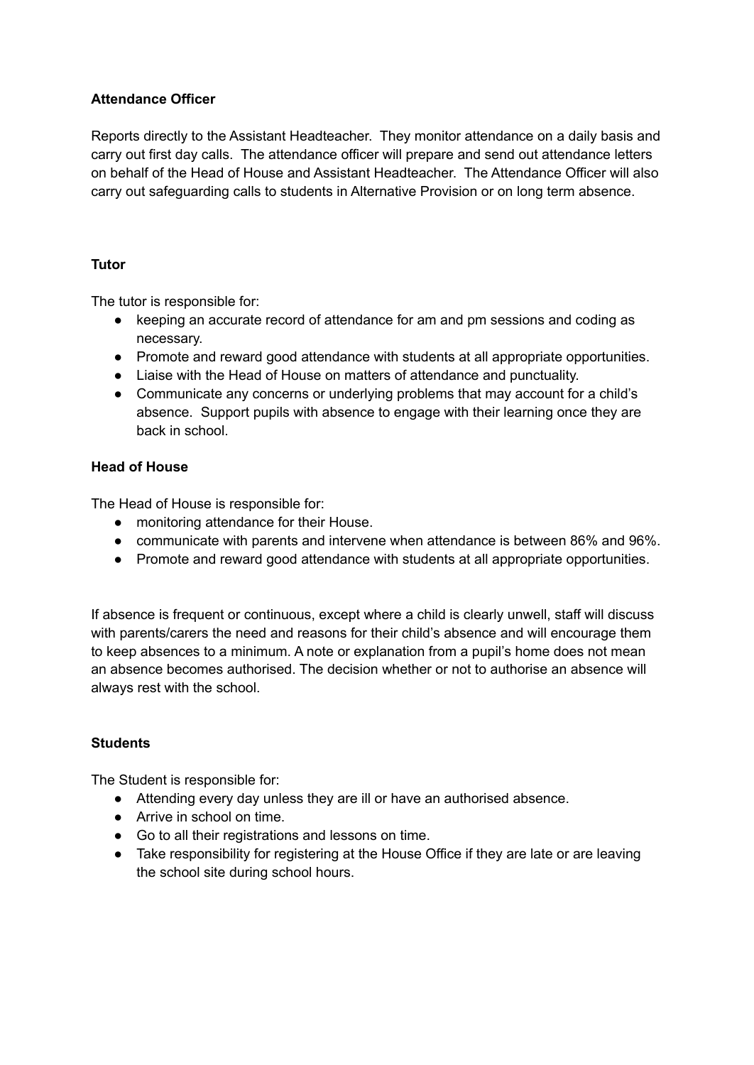**Attendance Officer**

Reports directly to the Assistant Headteacher. They monitor attendance on a daily basis and carry out first day calls. The attendance officer will prepare and send out attendance letters on behalf of the Head of House and Assistant Headteacher. The Attendance Officer will also carry out safeguarding calls to students in Alternative Provision or on long term absence.

**Tutor**

The tutor is responsible for:

- keeping an accurate record of attendance for am and pm sessions and coding as necessary.
- Promote and reward good attendance with students at all appropriate opportunities.
- Liaise with the Head of House on matters of attendance and punctuality.
- Communicate any concerns or underlying problems that may account for a child's absence. Support pupils with absence to engage with their learning once they are back in school.

**Head of House**

The Head of House is responsible for:

- monitoring attendance for their House.
- communicate with parents and intervene when attendance is between 86% and 96%.
- Promote and reward good attendance with students at all appropriate opportunities.

If absence is frequent or continuous, except where a child is clearly unwell, staff will discuss with parents/carers the need and reasons for their child's absence and will encourage them to keep absences to a minimum. A note or explanation from a pupil's home does not mean an absence becomes authorised. The decision whether or not to authorise an absence will always rest with the school.

**Students**

The Student is responsible for:

- Attending every day unless they are ill or have an authorised absence.
- Arrive in school on time.
- Go to all their registrations and lessons on time.
- Take responsibility for registering at the House Office if they are late or are leaving the school site during school hours.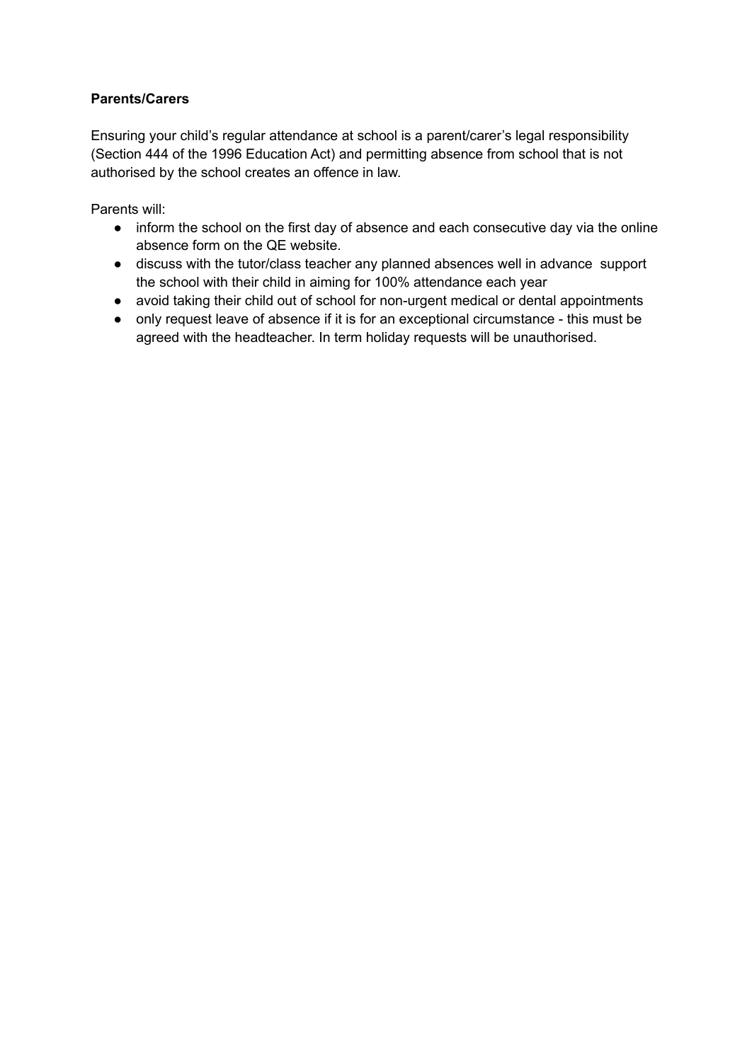**Parents/Carers**

Ensuring your child's regular attendance at school is a parent/carer's legal responsibility (Section 444 of the 1996 Education Act) and permitting absence from school that is not authorised by the school creates an offence in law.

Parents will:

- inform the school on the first day of absence and each consecutive day via the online absence form on the QE website.
- discuss with the tutor/class teacher any planned absences well in advance  support the school with their child in aiming for 100% attendance each year
- avoid taking their child out of school for non-urgent medical or dental appointments
- only request leave of absence if it is for an exceptional circumstance - this must be agreed with the headteacher. In term holiday requests will be unauthorised.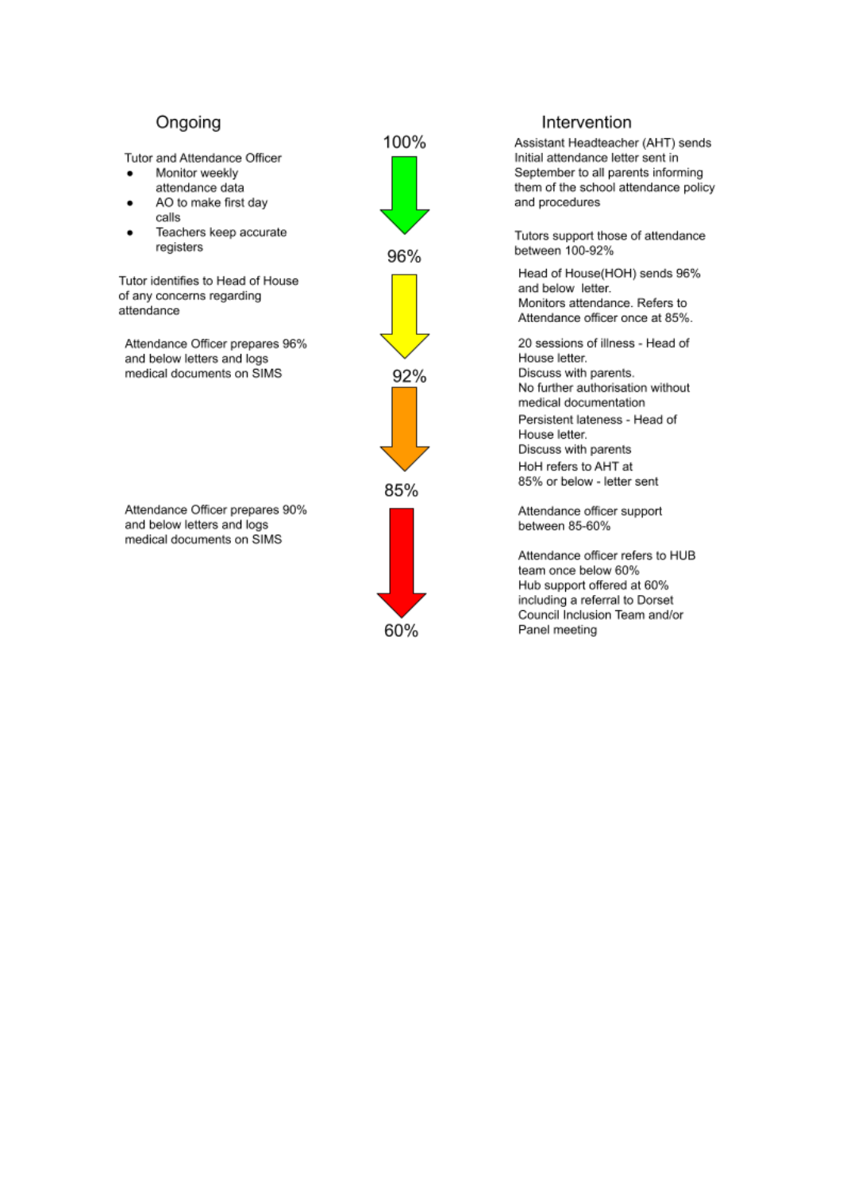| Ongoing | | Intervention |
|---|---|---|
| Tutor and Attendance Officer<br>• Monitor weekly attendance data<br>• AO to make first day calls<br>• Teachers keep accurate registers | 100% | Assistant Headteacher (AHT) sends Initial attendance letter sent in September to all parents informing them of the school attendance policy and procedures<br><br>Tutors support those of attendance between 100-92% |
| Tutor identifies to Head of House of any concerns regarding attendance | 96% | Head of House(HOH) sends 96% and below letter.<br>Monitors attendance. Refers to Attendance officer once at 85%. |
| Attendance Officer prepares 96% and below letters and logs medical documents on SIMS | 92% | 20 sessions of illness - Head of House letter.<br>Discuss with parents.<br>No further authorisation without medical documentation<br>Persistent lateness - Head of House letter.<br>Discuss with parents<br>HoH refers to AHT at 85% or below - letter sent |
| Attendance Officer prepares 90% and below letters and logs medical documents on SIMS | 85% | Attendance officer support between 85-60%<br><br>Attendance officer refers to HUB team once below 60%<br>Hub support offered at 60% including a referral to Dorset Council Inclusion Team and/or Panel meeting |
| | 60% | |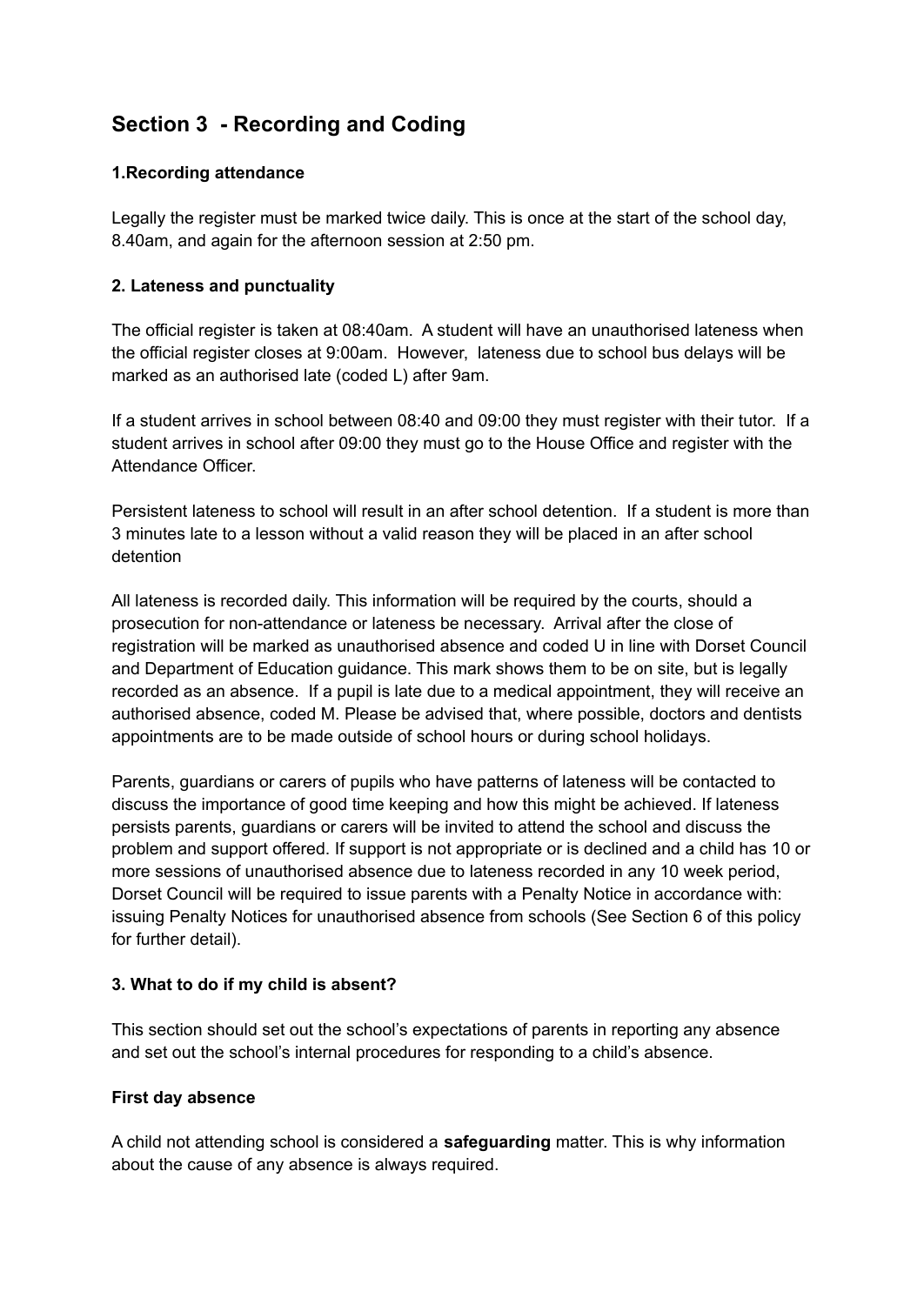## Section 3 - Recording and Coding

### 1.Recording attendance

Legally the register must be marked twice daily. This is once at the start of the school day, 8.40am, and again for the afternoon session at 2:50 pm.

### 2. Lateness and punctuality

The official register is taken at 08:40am. A student will have an unauthorised lateness when the official register closes at 9:00am. However, lateness due to school bus delays will be marked as an authorised late (coded L) after 9am.

If a student arrives in school between 08:40 and 09:00 they must register with their tutor. If a student arrives in school after 09:00 they must go to the House Office and register with the Attendance Officer.

Persistent lateness to school will result in an after school detention. If a student is more than 3 minutes late to a lesson without a valid reason they will be placed in an after school detention

All lateness is recorded daily. This information will be required by the courts, should a prosecution for non-attendance or lateness be necessary. Arrival after the close of registration will be marked as unauthorised absence and coded U in line with Dorset Council and Department of Education guidance. This mark shows them to be on site, but is legally recorded as an absence. If a pupil is late due to a medical appointment, they will receive an authorised absence, coded M. Please be advised that, where possible, doctors and dentists appointments are to be made outside of school hours or during school holidays.

Parents, guardians or carers of pupils who have patterns of lateness will be contacted to discuss the importance of good time keeping and how this might be achieved. If lateness persists parents, guardians or carers will be invited to attend the school and discuss the problem and support offered. If support is not appropriate or is declined and a child has 10 or more sessions of unauthorised absence due to lateness recorded in any 10 week period, Dorset Council will be required to issue parents with a Penalty Notice in accordance with: issuing Penalty Notices for unauthorised absence from schools (See Section 6 of this policy for further detail).

### 3. What to do if my child is absent?

This section should set out the school's expectations of parents in reporting any absence and set out the school's internal procedures for responding to a child's absence.

#### First day absence

A child not attending school is considered a **safeguarding** matter. This is why information about the cause of any absence is always required.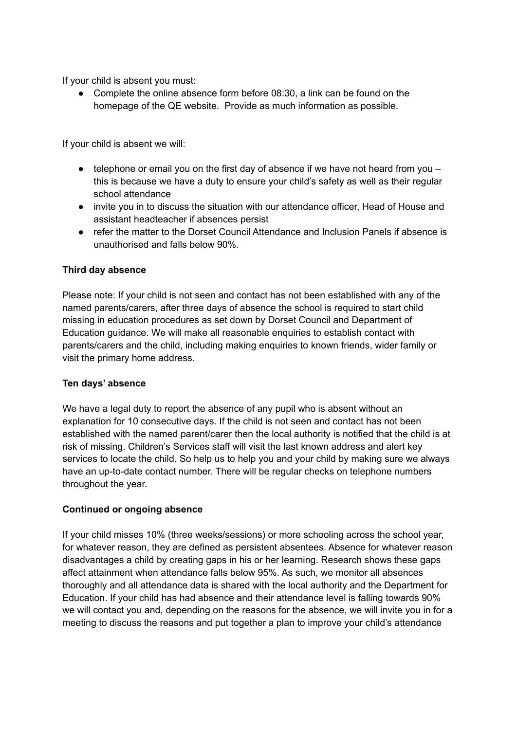If your child is absent you must:

- Complete the online absence form before 08:30, a link can be found on the homepage of the QE website. Provide as much information as possible.

If your child is absent we will:

- telephone or email you on the first day of absence if we have not heard from you – this is because we have a duty to ensure your child's safety as well as their regular school attendance
- invite you in to discuss the situation with our attendance officer, Head of House and assistant headteacher if absences persist
- refer the matter to the Dorset Council Attendance and Inclusion Panels if absence is unauthorised and falls below 90%.

**Third day absence**

Please note: If your child is not seen and contact has not been established with any of the named parents/carers, after three days of absence the school is required to start child missing in education procedures as set down by Dorset Council and Department of Education guidance. We will make all reasonable enquiries to establish contact with parents/carers and the child, including making enquiries to known friends, wider family or visit the primary home address.

**Ten days' absence**

We have a legal duty to report the absence of any pupil who is absent without an explanation for 10 consecutive days. If the child is not seen and contact has not been established with the named parent/carer then the local authority is notified that the child is at risk of missing. Children's Services staff will visit the last known address and alert key services to locate the child. So help us to help you and your child by making sure we always have an up-to-date contact number. There will be regular checks on telephone numbers throughout the year.

**Continued or ongoing absence**

If your child misses 10% (three weeks/sessions) or more schooling across the school year, for whatever reason, they are defined as persistent absentees. Absence for whatever reason disadvantages a child by creating gaps in his or her learning. Research shows these gaps affect attainment when attendance falls below 95%. As such, we monitor all absences thoroughly and all attendance data is shared with the local authority and the Department for Education. If your child has had absence and their attendance level is falling towards 90% we will contact you and, depending on the reasons for the absence, we will invite you in for a meeting to discuss the reasons and put together a plan to improve your child's attendance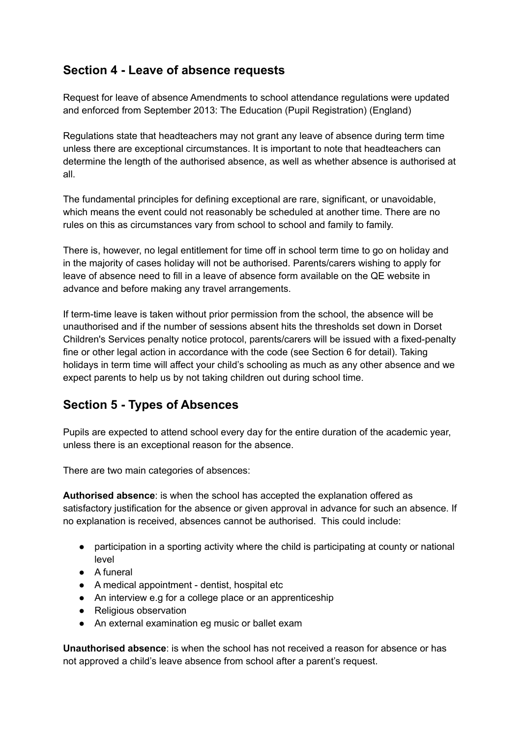## Section 4 - Leave of absence requests

Request for leave of absence Amendments to school attendance regulations were updated and enforced from September 2013: The Education (Pupil Registration) (England)

Regulations state that headteachers may not grant any leave of absence during term time unless there are exceptional circumstances. It is important to note that headteachers can determine the length of the authorised absence, as well as whether absence is authorised at all.

The fundamental principles for defining exceptional are rare, significant, or unavoidable, which means the event could not reasonably be scheduled at another time. There are no rules on this as circumstances vary from school to school and family to family.

There is, however, no legal entitlement for time off in school term time to go on holiday and in the majority of cases holiday will not be authorised. Parents/carers wishing to apply for leave of absence need to fill in a leave of absence form available on the QE website in advance and before making any travel arrangements.

If term-time leave is taken without prior permission from the school, the absence will be unauthorised and if the number of sessions absent hits the thresholds set down in Dorset Children's Services penalty notice protocol, parents/carers will be issued with a fixed-penalty fine or other legal action in accordance with the code (see Section 6 for detail). Taking holidays in term time will affect your child's schooling as much as any other absence and we expect parents to help us by not taking children out during school time.

## Section 5 - Types of Absences

Pupils are expected to attend school every day for the entire duration of the academic year, unless there is an exceptional reason for the absence.

There are two main categories of absences:

**Authorised absence**: is when the school has accepted the explanation offered as satisfactory justification for the absence or given approval in advance for such an absence. If no explanation is received, absences cannot be authorised. This could include:

- participation in a sporting activity where the child is participating at county or national level
- A funeral
- A medical appointment - dentist, hospital etc
- An interview e.g for a college place or an apprenticeship
- Religious observation
- An external examination eg music or ballet exam

**Unauthorised absence**: is when the school has not received a reason for absence or has not approved a child's leave absence from school after a parent's request.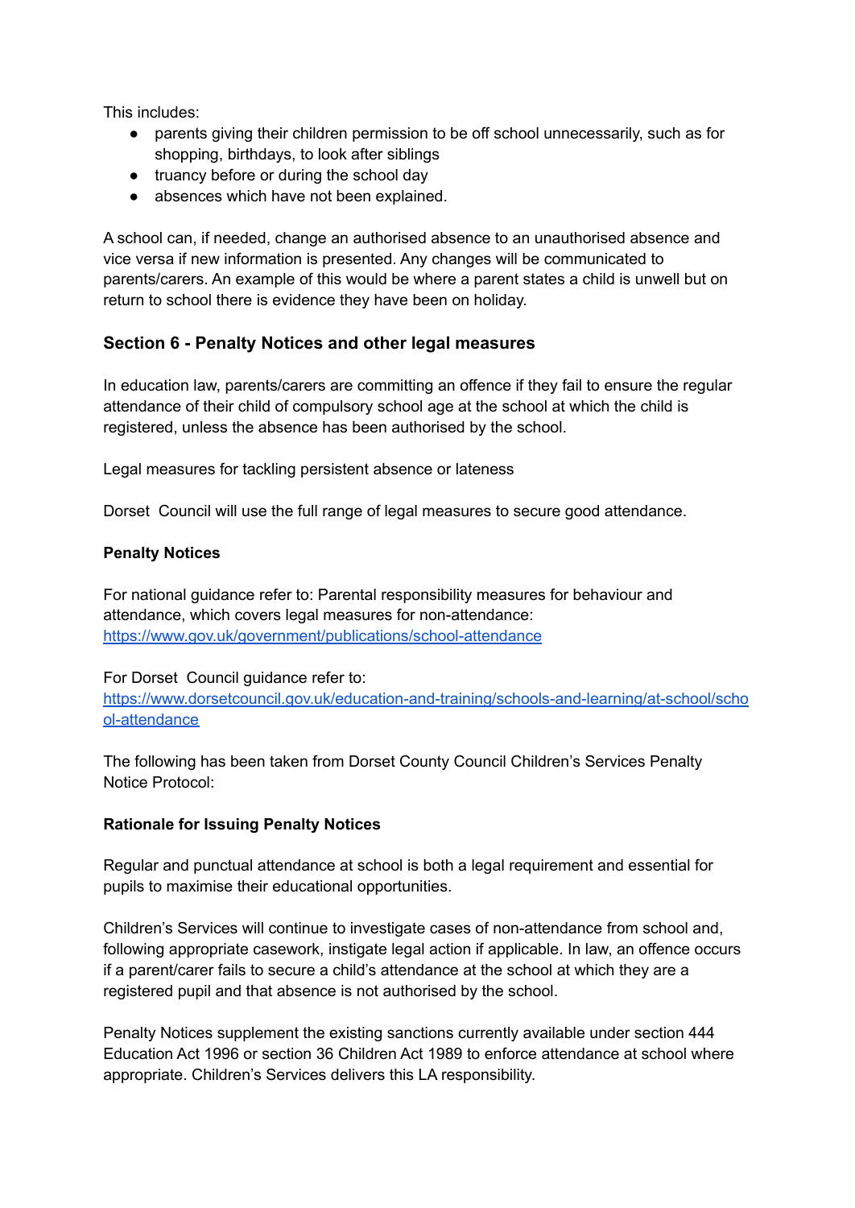This includes:

- parents giving their children permission to be off school unnecessarily, such as for shopping, birthdays, to look after siblings
- truancy before or during the school day
- absences which have not been explained.

A school can, if needed, change an authorised absence to an unauthorised absence and vice versa if new information is presented. Any changes will be communicated to parents/carers. An example of this would be where a parent states a child is unwell but on return to school there is evidence they have been on holiday.

### Section 6 - Penalty Notices and other legal measures

In education law, parents/carers are committing an offence if they fail to ensure the regular attendance of their child of compulsory school age at the school at which the child is registered, unless the absence has been authorised by the school.

Legal measures for tackling persistent absence or lateness

Dorset Council will use the full range of legal measures to secure good attendance.

**Penalty Notices**

For national guidance refer to: Parental responsibility measures for behaviour and attendance, which covers legal measures for non-attendance: [https://www.gov.uk/government/publications/school-attendance](https://www.gov.uk/government/publications/school-attendance)

For Dorset Council guidance refer to: [https://www.dorsetcouncil.gov.uk/education-and-training/schools-and-learning/at-school/school-attendance](https://www.dorsetcouncil.gov.uk/education-and-training/schools-and-learning/at-school/school-attendance)

The following has been taken from Dorset County Council Children's Services Penalty Notice Protocol:

**Rationale for Issuing Penalty Notices**

Regular and punctual attendance at school is both a legal requirement and essential for pupils to maximise their educational opportunities.

Children's Services will continue to investigate cases of non-attendance from school and, following appropriate casework, instigate legal action if applicable. In law, an offence occurs if a parent/carer fails to secure a child's attendance at the school at which they are a registered pupil and that absence is not authorised by the school.

Penalty Notices supplement the existing sanctions currently available under section 444 Education Act 1996 or section 36 Children Act 1989 to enforce attendance at school where appropriate. Children's Services delivers this LA responsibility.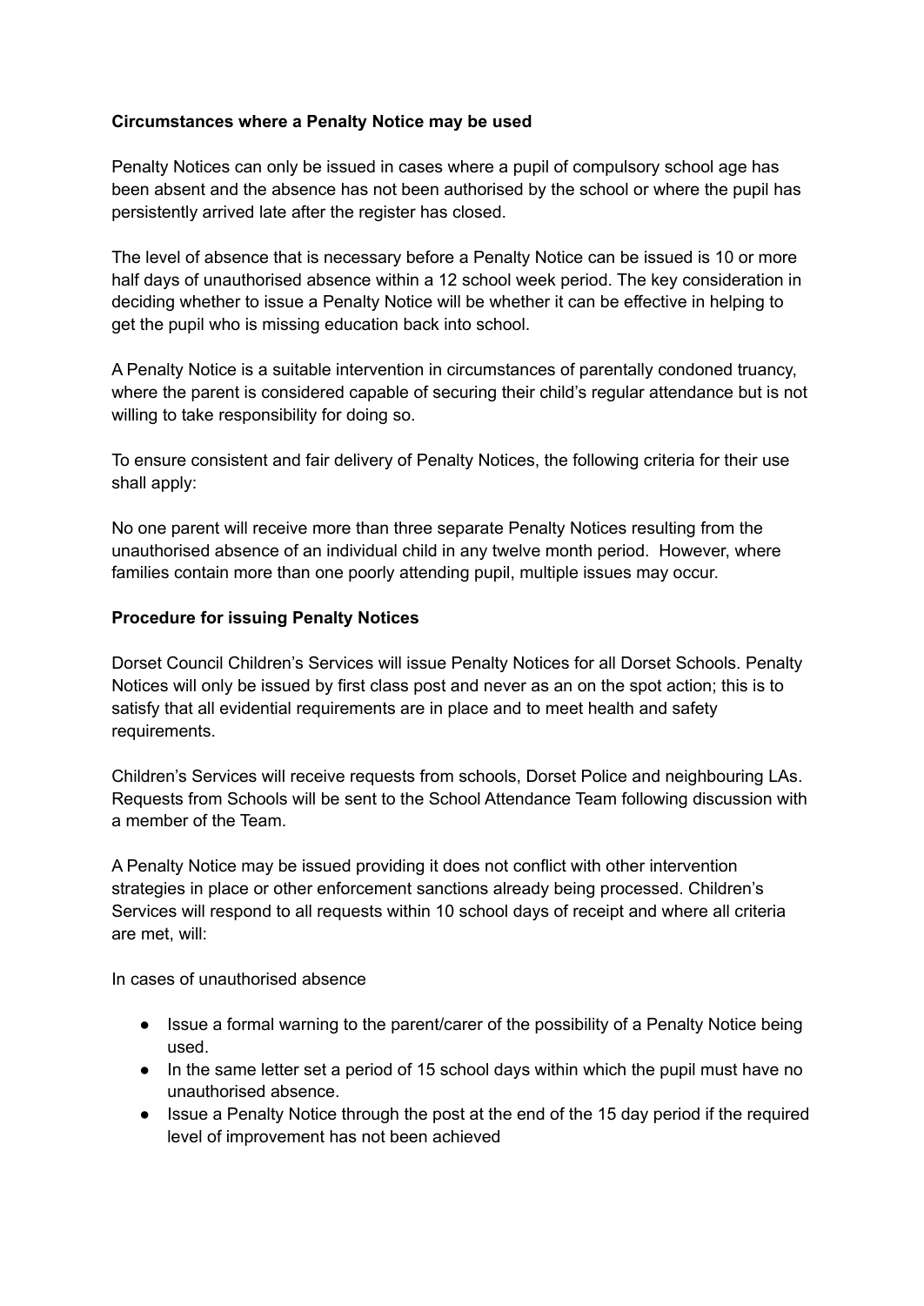**Circumstances where a Penalty Notice may be used**

Penalty Notices can only be issued in cases where a pupil of compulsory school age has been absent and the absence has not been authorised by the school or where the pupil has persistently arrived late after the register has closed.

The level of absence that is necessary before a Penalty Notice can be issued is 10 or more half days of unauthorised absence within a 12 school week period. The key consideration in deciding whether to issue a Penalty Notice will be whether it can be effective in helping to get the pupil who is missing education back into school.

A Penalty Notice is a suitable intervention in circumstances of parentally condoned truancy, where the parent is considered capable of securing their child's regular attendance but is not willing to take responsibility for doing so.

To ensure consistent and fair delivery of Penalty Notices, the following criteria for their use shall apply:

No one parent will receive more than three separate Penalty Notices resulting from the unauthorised absence of an individual child in any twelve month period. However, where families contain more than one poorly attending pupil, multiple issues may occur.

**Procedure for issuing Penalty Notices**

Dorset Council Children's Services will issue Penalty Notices for all Dorset Schools. Penalty Notices will only be issued by first class post and never as an on the spot action; this is to satisfy that all evidential requirements are in place and to meet health and safety requirements.

Children's Services will receive requests from schools, Dorset Police and neighbouring LAs. Requests from Schools will be sent to the School Attendance Team following discussion with a member of the Team.

A Penalty Notice may be issued providing it does not conflict with other intervention strategies in place or other enforcement sanctions already being processed. Children's Services will respond to all requests within 10 school days of receipt and where all criteria are met, will:

In cases of unauthorised absence

- Issue a formal warning to the parent/carer of the possibility of a Penalty Notice being used.
- In the same letter set a period of 15 school days within which the pupil must have no unauthorised absence.
- Issue a Penalty Notice through the post at the end of the 15 day period if the required level of improvement has not been achieved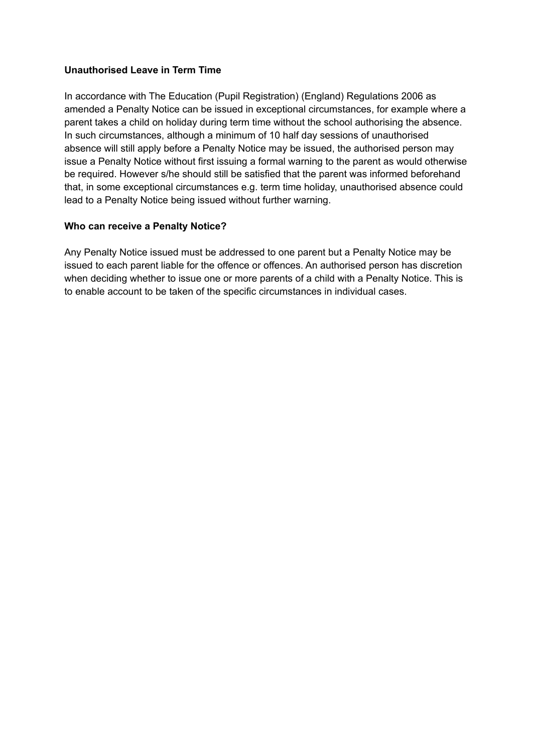**Unauthorised Leave in Term Time**

In accordance with The Education (Pupil Registration) (England) Regulations 2006 as amended a Penalty Notice can be issued in exceptional circumstances, for example where a parent takes a child on holiday during term time without the school authorising the absence. In such circumstances, although a minimum of 10 half day sessions of unauthorised absence will still apply before a Penalty Notice may be issued, the authorised person may issue a Penalty Notice without first issuing a formal warning to the parent as would otherwise be required. However s/he should still be satisfied that the parent was informed beforehand that, in some exceptional circumstances e.g. term time holiday, unauthorised absence could lead to a Penalty Notice being issued without further warning.

**Who can receive a Penalty Notice?**

Any Penalty Notice issued must be addressed to one parent but a Penalty Notice may be issued to each parent liable for the offence or offences. An authorised person has discretion when deciding whether to issue one or more parents of a child with a Penalty Notice. This is to enable account to be taken of the specific circumstances in individual cases.